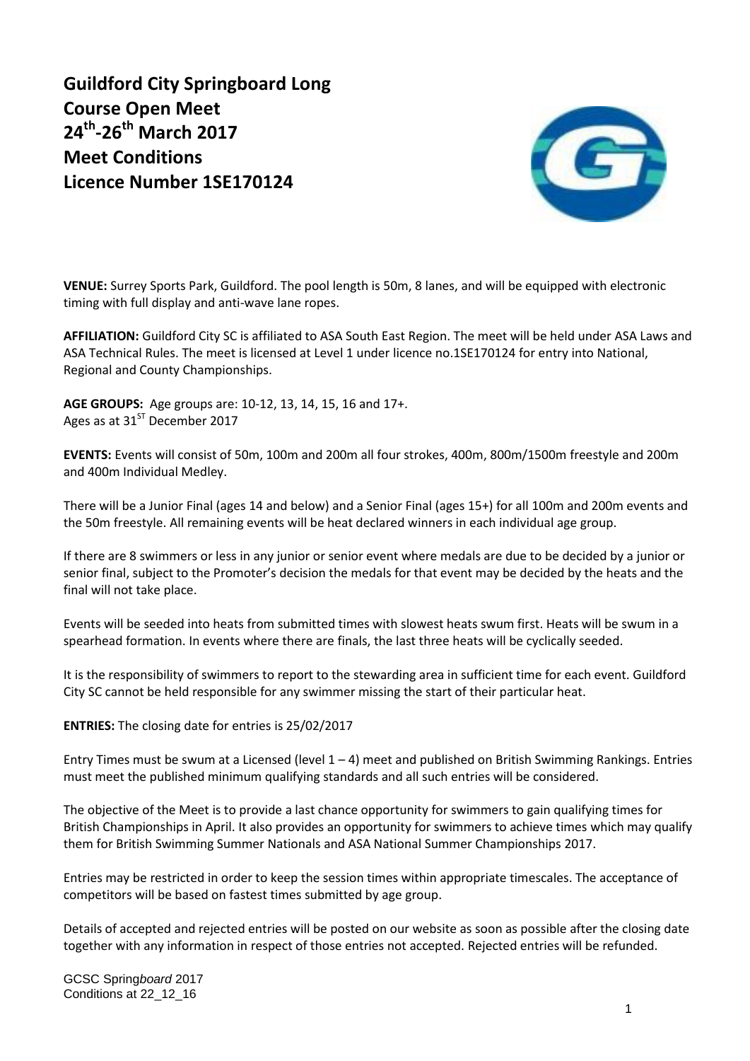# Guildford City Springboard Long Course Open Meet 24th-26th March 2017 Meet Conditions Licence Number 1SE170124

**VENUE:** Surrey Sports Park, Guildford. The pool length is 50m, 8 lanes, and will be equipped with electronic timing with full display and anti-wave lane ropes.

**AFFILIATION:** Guildford City SC is affiliated to ASA South East Region. The meet will be held under ASA Laws and ASA Technical Rules. The meet is licensed at Level 1 under licence no.1SE170124 for entry into National, Regional and County Championships.

**AGE GROUPS:** Age groups are: 10-12, 13, 14, 15, 16 and 17+.
Ages as at 31ST December 2017

**EVENTS:** Events will consist of 50m, 100m and 200m all four strokes, 400m, 800m/1500m freestyle and 200m and 400m Individual Medley.

There will be a Junior Final (ages 14 and below) and a Senior Final (ages 15+) for all 100m and 200m events and the 50m freestyle. All remaining events will be heat declared winners in each individual age group.

If there are 8 swimmers or less in any junior or senior event where medals are due to be decided by a junior or senior final, subject to the Promoter's decision the medals for that event may be decided by the heats and the final will not take place.

Events will be seeded into heats from submitted times with slowest heats swum first. Heats will be swum in a spearhead formation. In events where there are finals, the last three heats will be cyclically seeded.

It is the responsibility of swimmers to report to the stewarding area in sufficient time for each event. Guildford City SC cannot be held responsible for any swimmer missing the start of their particular heat.

**ENTRIES:** The closing date for entries is 25/02/2017

Entry Times must be swum at a Licensed (level 1 – 4) meet and published on British Swimming Rankings. Entries must meet the published minimum qualifying standards and all such entries will be considered.

The objective of the Meet is to provide a last chance opportunity for swimmers to gain qualifying times for British Championships in April. It also provides an opportunity for swimmers to achieve times which may qualify them for British Swimming Summer Nationals and ASA National Summer Championships 2017.

Entries may be restricted in order to keep the session times within appropriate timescales. The acceptance of competitors will be based on fastest times submitted by age group.

Details of accepted and rejected entries will be posted on our website as soon as possible after the closing date together with any information in respect of those entries not accepted. Rejected entries will be refunded.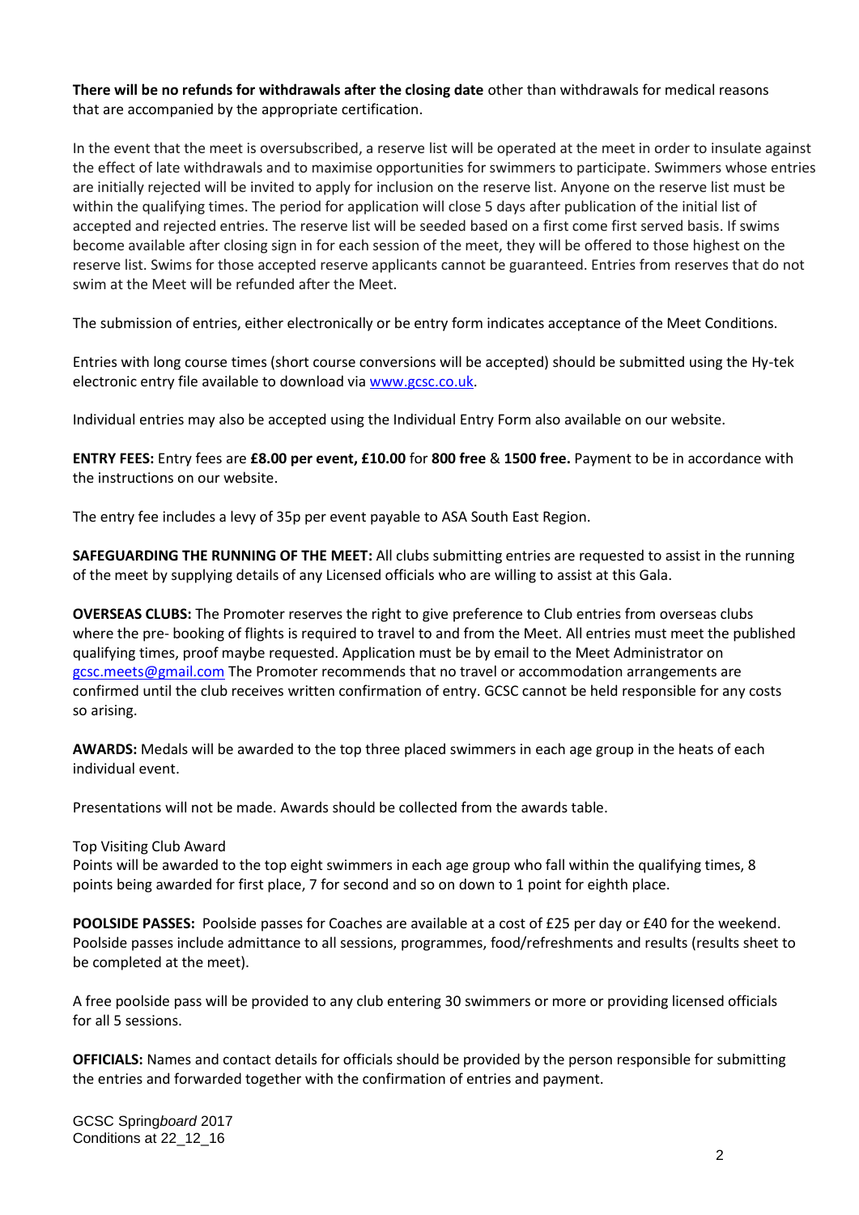**There will be no refunds for withdrawals after the closing date** other than withdrawals for medical reasons that are accompanied by the appropriate certification.

In the event that the meet is oversubscribed, a reserve list will be operated at the meet in order to insulate against the effect of late withdrawals and to maximise opportunities for swimmers to participate. Swimmers whose entries are initially rejected will be invited to apply for inclusion on the reserve list. Anyone on the reserve list must be within the qualifying times. The period for application will close 5 days after publication of the initial list of accepted and rejected entries. The reserve list will be seeded based on a first come first served basis. If swims become available after closing sign in for each session of the meet, they will be offered to those highest on the reserve list. Swims for those accepted reserve applicants cannot be guaranteed. Entries from reserves that do not swim at the Meet will be refunded after the Meet.

The submission of entries, either electronically or be entry form indicates acceptance of the Meet Conditions.

Entries with long course times (short course conversions will be accepted) should be submitted using the Hy-tek electronic entry file available to download via [www.gcsc.co.uk](www.gcsc.co.uk).

Individual entries may also be accepted using the Individual Entry Form also available on our website.

**ENTRY FEES:** Entry fees are **£8.00 per event, £10.00** for **800 free** & **1500 free.** Payment to be in accordance with the instructions on our website.

The entry fee includes a levy of 35p per event payable to ASA South East Region.

**SAFEGUARDING THE RUNNING OF THE MEET:** All clubs submitting entries are requested to assist in the running of the meet by supplying details of any Licensed officials who are willing to assist at this Gala.

**OVERSEAS CLUBS:** The Promoter reserves the right to give preference to Club entries from overseas clubs where the pre- booking of flights is required to travel to and from the Meet. All entries must meet the published qualifying times, proof maybe requested. Application must be by email to the Meet Administrator on [gcsc.meets@gmail.com](mailto:gcsc.meets@gmail.com) The Promoter recommends that no travel or accommodation arrangements are confirmed until the club receives written confirmation of entry. GCSC cannot be held responsible for any costs so arising.

**AWARDS:** Medals will be awarded to the top three placed swimmers in each age group in the heats of each individual event.

Presentations will not be made. Awards should be collected from the awards table.

Top Visiting Club Award
Points will be awarded to the top eight swimmers in each age group who fall within the qualifying times, 8 points being awarded for first place, 7 for second and so on down to 1 point for eighth place.

**POOLSIDE PASSES:** Poolside passes for Coaches are available at a cost of £25 per day or £40 for the weekend. Poolside passes include admittance to all sessions, programmes, food/refreshments and results (results sheet to be completed at the meet).

A free poolside pass will be provided to any club entering 30 swimmers or more or providing licensed officials for all 5 sessions.

**OFFICIALS:** Names and contact details for officials should be provided by the person responsible for submitting the entries and forwarded together with the confirmation of entries and payment.

GCSC Spring*board* 2017
Conditions at 22_12_16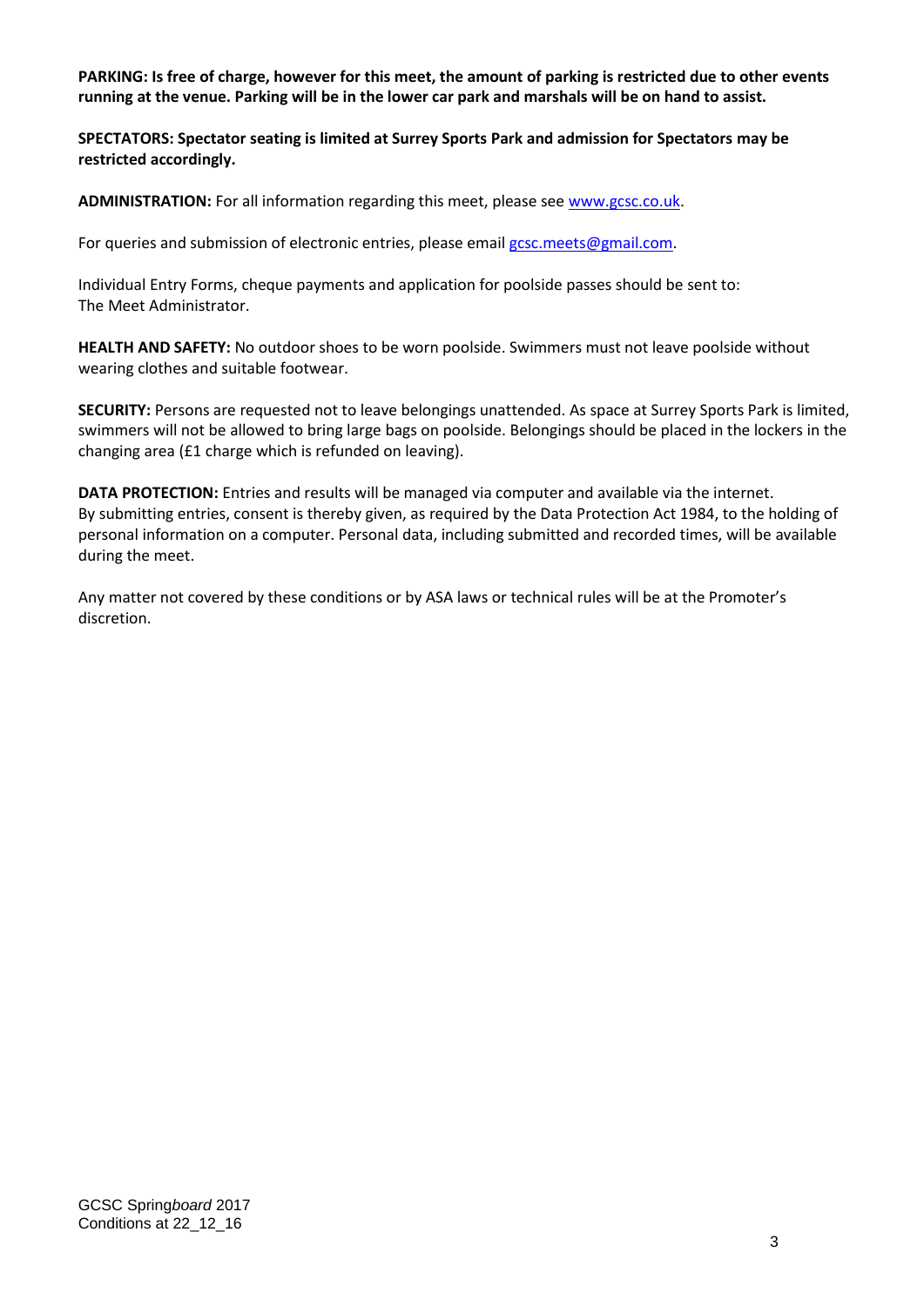**PARKING: Is free of charge, however for this meet, the amount of parking is restricted due to other events running at the venue. Parking will be in the lower car park and marshals will be on hand to assist.**

**SPECTATORS: Spectator seating is limited at Surrey Sports Park and admission for Spectators may be restricted accordingly.**

**ADMINISTRATION:** For all information regarding this meet, please see [www.gcsc.co.uk](http://www.gcsc.co.uk).

For queries and submission of electronic entries, please email [gcsc.meets@gmail.com](mailto:gcsc.meets@gmail.com).

Individual Entry Forms, cheque payments and application for poolside passes should be sent to:
The Meet Administrator.

**HEALTH AND SAFETY:** No outdoor shoes to be worn poolside. Swimmers must not leave poolside without wearing clothes and suitable footwear.

**SECURITY:** Persons are requested not to leave belongings unattended. As space at Surrey Sports Park is limited, swimmers will not be allowed to bring large bags on poolside. Belongings should be placed in the lockers in the changing area (£1 charge which is refunded on leaving).

**DATA PROTECTION:** Entries and results will be managed via computer and available via the internet. By submitting entries, consent is thereby given, as required by the Data Protection Act 1984, to the holding of personal information on a computer. Personal data, including submitted and recorded times, will be available during the meet.

Any matter not covered by these conditions or by ASA laws or technical rules will be at the Promoter's discretion.